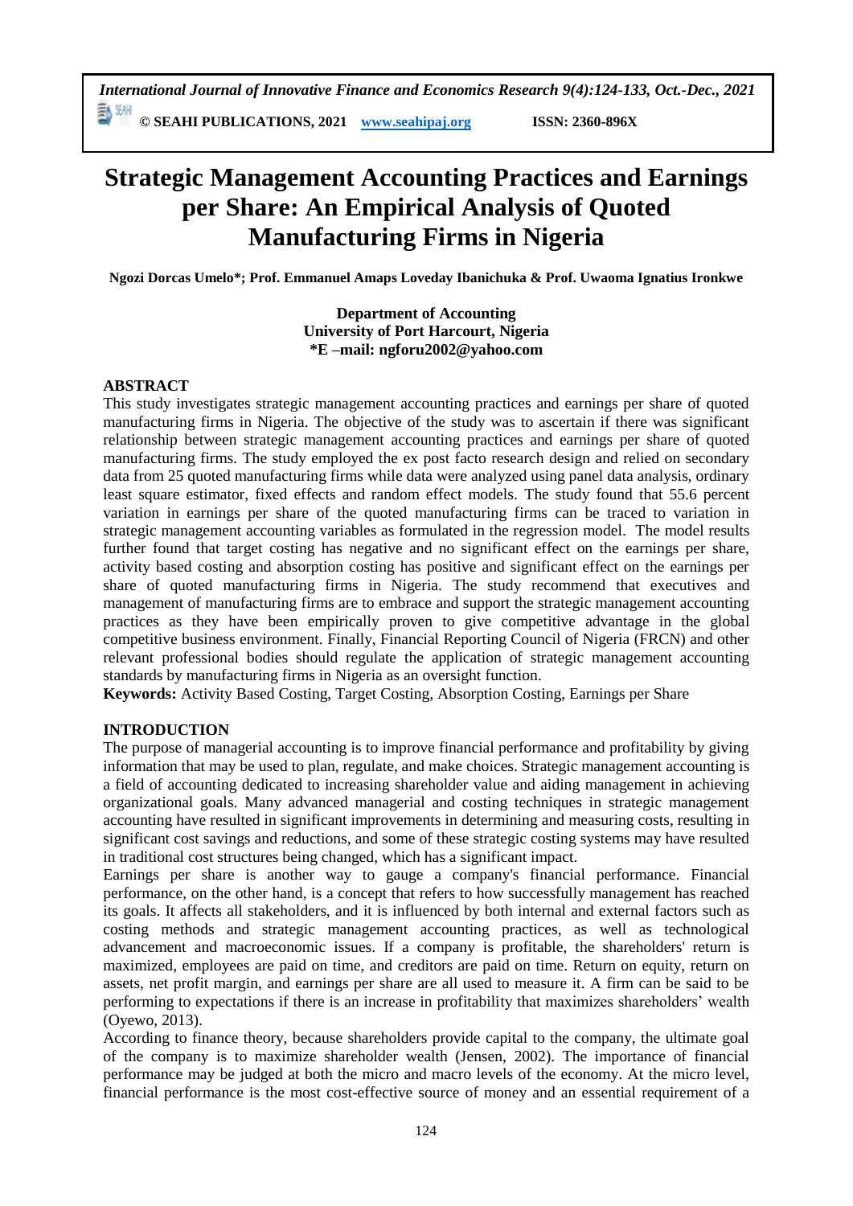# Strategic Management Accounting Practices and Earnings per Share: An Empirical Analysis of Quoted Manufacturing Firms in Nigeria

**Ngozi Dorcas Umelo\*; Prof. Emmanuel Amaps Loveday Ibanichuka & Prof. Uwaoma Ignatius Ironkwe**

**Department of Accounting**
**University of Port Harcourt, Nigeria**
**\*E –mail: ngforu2002@yahoo.com**

## ABSTRACT

This study investigates strategic management accounting practices and earnings per share of quoted manufacturing firms in Nigeria. The objective of the study was to ascertain if there was significant relationship between strategic management accounting practices and earnings per share of quoted manufacturing firms. The study employed the ex post facto research design and relied on secondary data from 25 quoted manufacturing firms while data were analyzed using panel data analysis, ordinary least square estimator, fixed effects and random effect models. The study found that 55.6 percent variation in earnings per share of the quoted manufacturing firms can be traced to variation in strategic management accounting variables as formulated in the regression model. The model results further found that target costing has negative and no significant effect on the earnings per share, activity based costing and absorption costing has positive and significant effect on the earnings per share of quoted manufacturing firms in Nigeria. The study recommend that executives and management of manufacturing firms are to embrace and support the strategic management accounting practices as they have been empirically proven to give competitive advantage in the global competitive business environment. Finally, Financial Reporting Council of Nigeria (FRCN) and other relevant professional bodies should regulate the application of strategic management accounting standards by manufacturing firms in Nigeria as an oversight function.

**Keywords:** Activity Based Costing, Target Costing, Absorption Costing, Earnings per Share

## INTRODUCTION

The purpose of managerial accounting is to improve financial performance and profitability by giving information that may be used to plan, regulate, and make choices. Strategic management accounting is a field of accounting dedicated to increasing shareholder value and aiding management in achieving organizational goals. Many advanced managerial and costing techniques in strategic management accounting have resulted in significant improvements in determining and measuring costs, resulting in significant cost savings and reductions, and some of these strategic costing systems may have resulted in traditional cost structures being changed, which has a significant impact.

Earnings per share is another way to gauge a company's financial performance. Financial performance, on the other hand, is a concept that refers to how successfully management has reached its goals. It affects all stakeholders, and it is influenced by both internal and external factors such as costing methods and strategic management accounting practices, as well as technological advancement and macroeconomic issues. If a company is profitable, the shareholders' return is maximized, employees are paid on time, and creditors are paid on time. Return on equity, return on assets, net profit margin, and earnings per share are all used to measure it. A firm can be said to be performing to expectations if there is an increase in profitability that maximizes shareholders' wealth (Oyewo, 2013).

According to finance theory, because shareholders provide capital to the company, the ultimate goal of the company is to maximize shareholder wealth (Jensen, 2002). The importance of financial performance may be judged at both the micro and macro levels of the economy. At the micro level, financial performance is the most cost-effective source of money and an essential requirement of a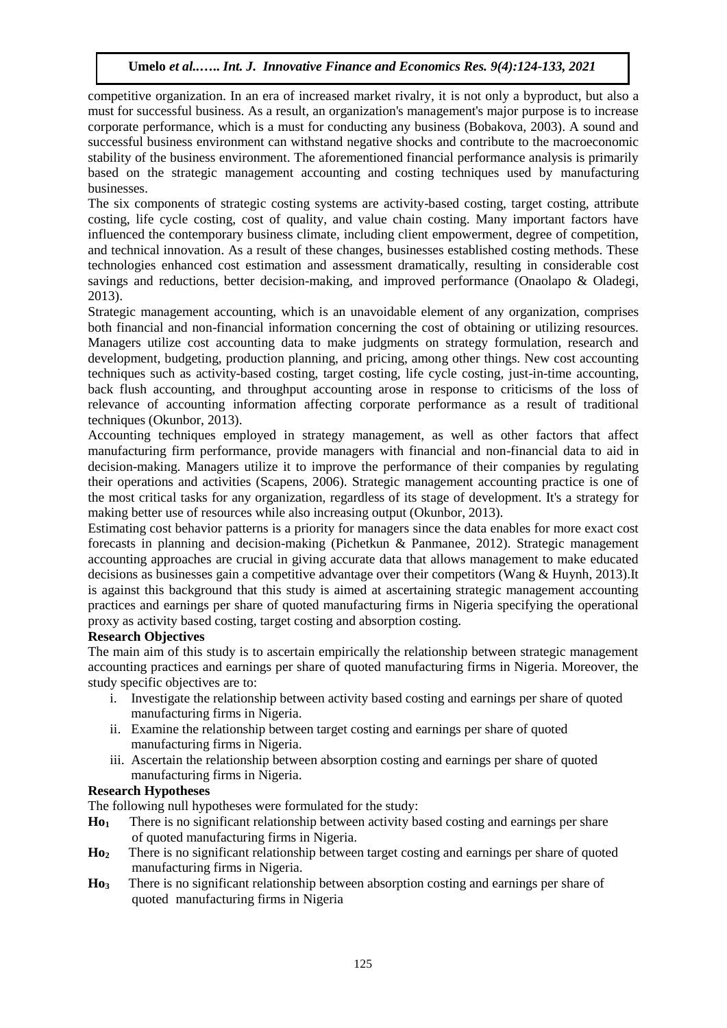competitive organization. In an era of increased market rivalry, it is not only a byproduct, but also a must for successful business. As a result, an organization's management's major purpose is to increase corporate performance, which is a must for conducting any business (Bobakova, 2003). A sound and successful business environment can withstand negative shocks and contribute to the macroeconomic stability of the business environment. The aforementioned financial performance analysis is primarily based on the strategic management accounting and costing techniques used by manufacturing businesses.

The six components of strategic costing systems are activity-based costing, target costing, attribute costing, life cycle costing, cost of quality, and value chain costing. Many important factors have influenced the contemporary business climate, including client empowerment, degree of competition, and technical innovation. As a result of these changes, businesses established costing methods. These technologies enhanced cost estimation and assessment dramatically, resulting in considerable cost savings and reductions, better decision-making, and improved performance (Onaolapo & Oladegi, 2013).

Strategic management accounting, which is an unavoidable element of any organization, comprises both financial and non-financial information concerning the cost of obtaining or utilizing resources. Managers utilize cost accounting data to make judgments on strategy formulation, research and development, budgeting, production planning, and pricing, among other things. New cost accounting techniques such as activity-based costing, target costing, life cycle costing, just-in-time accounting, back flush accounting, and throughput accounting arose in response to criticisms of the loss of relevance of accounting information affecting corporate performance as a result of traditional techniques (Okunbor, 2013).

Accounting techniques employed in strategy management, as well as other factors that affect manufacturing firm performance, provide managers with financial and non-financial data to aid in decision-making. Managers utilize it to improve the performance of their companies by regulating their operations and activities (Scapens, 2006). Strategic management accounting practice is one of the most critical tasks for any organization, regardless of its stage of development. It's a strategy for making better use of resources while also increasing output (Okunbor, 2013).

Estimating cost behavior patterns is a priority for managers since the data enables for more exact cost forecasts in planning and decision-making (Pichetkun & Panmanee, 2012). Strategic management accounting approaches are crucial in giving accurate data that allows management to make educated decisions as businesses gain a competitive advantage over their competitors (Wang & Huynh, 2013).It is against this background that this study is aimed at ascertaining strategic management accounting practices and earnings per share of quoted manufacturing firms in Nigeria specifying the operational proxy as activity based costing, target costing and absorption costing.

**Research Objectives**

The main aim of this study is to ascertain empirically the relationship between strategic management accounting practices and earnings per share of quoted manufacturing firms in Nigeria. Moreover, the study specific objectives are to:

i. Investigate the relationship between activity based costing and earnings per share of quoted manufacturing firms in Nigeria.
ii. Examine the relationship between target costing and earnings per share of quoted manufacturing firms in Nigeria.
iii. Ascertain the relationship between absorption costing and earnings per share of quoted manufacturing firms in Nigeria.

**Research Hypotheses**

The following null hypotheses were formulated for the study:

**$Ho_1$** There is no significant relationship between activity based costing and earnings per share of quoted manufacturing firms in Nigeria.

**$Ho_2$** There is no significant relationship between target costing and earnings per share of quoted manufacturing firms in Nigeria.

**$Ho_3$** There is no significant relationship between absorption costing and earnings per share of quoted manufacturing firms in Nigeria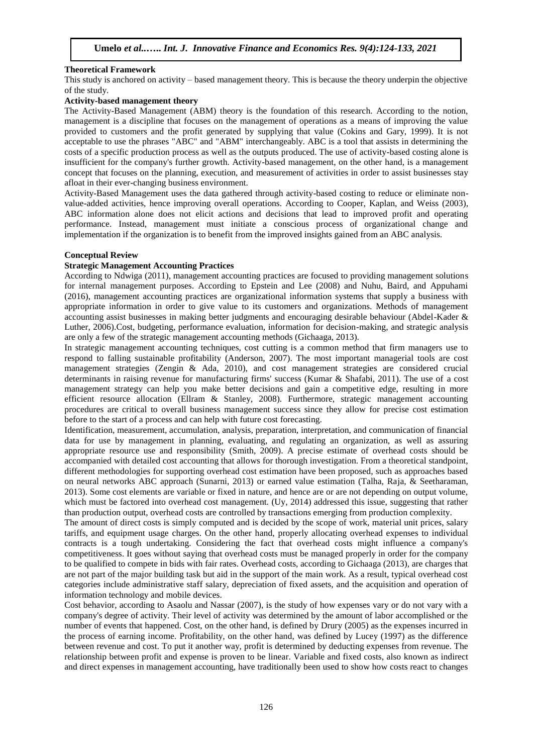**Theoretical Framework**

This study is anchored on activity – based management theory. This is because the theory underpin the objective of the study.

**Activity-based management theory**

The Activity-Based Management (ABM) theory is the foundation of this research. According to the notion, management is a discipline that focuses on the management of operations as a means of improving the value provided to customers and the profit generated by supplying that value (Cokins and Gary, 1999). It is not acceptable to use the phrases "ABC" and "ABM" interchangeably. ABC is a tool that assists in determining the costs of a specific production process as well as the outputs produced. The use of activity-based costing alone is insufficient for the company's further growth. Activity-based management, on the other hand, is a management concept that focuses on the planning, execution, and measurement of activities in order to assist businesses stay afloat in their ever-changing business environment.

Activity-Based Management uses the data gathered through activity-based costing to reduce or eliminate non-value-added activities, hence improving overall operations. According to Cooper, Kaplan, and Weiss (2003), ABC information alone does not elicit actions and decisions that lead to improved profit and operating performance. Instead, management must initiate a conscious process of organizational change and implementation if the organization is to benefit from the improved insights gained from an ABC analysis.

**Conceptual Review**

**Strategic Management Accounting Practices**

According to Ndwiga (2011), management accounting practices are focused to providing management solutions for internal management purposes. According to Epstein and Lee (2008) and Nuhu, Baird, and Appuhami (2016), management accounting practices are organizational information systems that supply a business with appropriate information in order to give value to its customers and organizations. Methods of management accounting assist businesses in making better judgments and encouraging desirable behaviour (Abdel-Kader & Luther, 2006).Cost, budgeting, performance evaluation, information for decision-making, and strategic analysis are only a few of the strategic management accounting methods (Gichaaga, 2013).

In strategic management accounting techniques, cost cutting is a common method that firm managers use to respond to falling sustainable profitability (Anderson, 2007). The most important managerial tools are cost management strategies (Zengin & Ada, 2010), and cost management strategies are considered crucial determinants in raising revenue for manufacturing firms' success (Kumar & Shafabi, 2011). The use of a cost management strategy can help you make better decisions and gain a competitive edge, resulting in more efficient resource allocation (Ellram & Stanley, 2008). Furthermore, strategic management accounting procedures are critical to overall business management success since they allow for precise cost estimation before to the start of a process and can help with future cost forecasting.

Identification, measurement, accumulation, analysis, preparation, interpretation, and communication of financial data for use by management in planning, evaluating, and regulating an organization, as well as assuring appropriate resource use and responsibility (Smith, 2009). A precise estimate of overhead costs should be accompanied with detailed cost accounting that allows for thorough investigation. From a theoretical standpoint, different methodologies for supporting overhead cost estimation have been proposed, such as approaches based on neural networks ABC approach (Sunarni, 2013) or earned value estimation (Talha, Raja, & Seetharaman, 2013). Some cost elements are variable or fixed in nature, and hence are or are not depending on output volume, which must be factored into overhead cost management. (Uy, 2014) addressed this issue, suggesting that rather than production output, overhead costs are controlled by transactions emerging from production complexity.

The amount of direct costs is simply computed and is decided by the scope of work, material unit prices, salary tariffs, and equipment usage charges. On the other hand, properly allocating overhead expenses to individual contracts is a tough undertaking. Considering the fact that overhead costs might influence a company's competitiveness. It goes without saying that overhead costs must be managed properly in order for the company to be qualified to compete in bids with fair rates. Overhead costs, according to Gichaaga (2013), are charges that are not part of the major building task but aid in the support of the main work. As a result, typical overhead cost categories include administrative staff salary, depreciation of fixed assets, and the acquisition and operation of information technology and mobile devices.

Cost behavior, according to Asaolu and Nassar (2007), is the study of how expenses vary or do not vary with a company's degree of activity. Their level of activity was determined by the amount of labor accomplished or the number of events that happened. Cost, on the other hand, is defined by Drury (2005) as the expenses incurred in the process of earning income. Profitability, on the other hand, was defined by Lucey (1997) as the difference between revenue and cost. To put it another way, profit is determined by deducting expenses from revenue. The relationship between profit and expense is proven to be linear. Variable and fixed costs, also known as indirect and direct expenses in management accounting, have traditionally been used to show how costs react to changes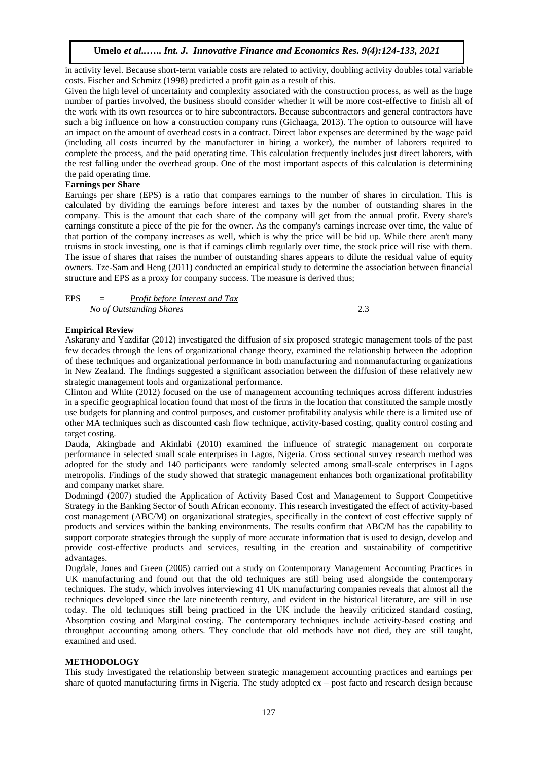in activity level. Because short-term variable costs are related to activity, doubling activity doubles total variable costs. Fischer and Schmitz (1998) predicted a profit gain as a result of this.

Given the high level of uncertainty and complexity associated with the construction process, as well as the huge number of parties involved, the business should consider whether it will be more cost-effective to finish all of the work with its own resources or to hire subcontractors. Because subcontractors and general contractors have such a big influence on how a construction company runs (Gichaaga, 2013). The option to outsource will have an impact on the amount of overhead costs in a contract. Direct labor expenses are determined by the wage paid (including all costs incurred by the manufacturer in hiring a worker), the number of laborers required to complete the process, and the paid operating time. This calculation frequently includes just direct laborers, with the rest falling under the overhead group. One of the most important aspects of this calculation is determining the paid operating time.

**Earnings per Share**

Earnings per share (EPS) is a ratio that compares earnings to the number of shares in circulation. This is calculated by dividing the earnings before interest and taxes by the number of outstanding shares in the company. This is the amount that each share of the company will get from the annual profit. Every share's earnings constitute a piece of the pie for the owner. As the company's earnings increase over time, the value of that portion of the company increases as well, which is why the price will be bid up. While there aren't many truisms in stock investing, one is that if earnings climb regularly over time, the stock price will rise with them. The issue of shares that raises the number of outstanding shares appears to dilute the residual value of equity owners. Tze-Sam and Heng (2011) conducted an empirical study to determine the association between financial structure and EPS as a proxy for company success. The measure is derived thus;

$$EPS = \frac{\textit{Profit before Interest and Tax}}{\textit{No of Outstanding Shares}} \qquad 2.3$$

**Empirical Review**

Askarany and Yazdifar (2012) investigated the diffusion of six proposed strategic management tools of the past few decades through the lens of organizational change theory, examined the relationship between the adoption of these techniques and organizational performance in both manufacturing and nonmanufacturing organizations in New Zealand. The findings suggested a significant association between the diffusion of these relatively new strategic management tools and organizational performance.

Clinton and White (2012) focused on the use of management accounting techniques across different industries in a specific geographical location found that most of the firms in the location that constituted the sample mostly use budgets for planning and control purposes, and customer profitability analysis while there is a limited use of other MA techniques such as discounted cash flow technique, activity-based costing, quality control costing and target costing.

Dauda, Akingbade and Akinlabi (2010) examined the influence of strategic management on corporate performance in selected small scale enterprises in Lagos, Nigeria. Cross sectional survey research method was adopted for the study and 140 participants were randomly selected among small-scale enterprises in Lagos metropolis. Findings of the study showed that strategic management enhances both organizational profitability and company market share.

Dodmingd (2007) studied the Application of Activity Based Cost and Management to Support Competitive Strategy in the Banking Sector of South African economy. This research investigated the effect of activity-based cost management (ABC/M) on organizational strategies, specifically in the context of cost effective supply of products and services within the banking environments. The results confirm that ABC/M has the capability to support corporate strategies through the supply of more accurate information that is used to design, develop and provide cost-effective products and services, resulting in the creation and sustainability of competitive advantages.

Dugdale, Jones and Green (2005) carried out a study on Contemporary Management Accounting Practices in UK manufacturing and found out that the old techniques are still being used alongside the contemporary techniques. The study, which involves interviewing 41 UK manufacturing companies reveals that almost all the techniques developed since the late nineteenth century, and evident in the historical literature, are still in use today. The old techniques still being practiced in the UK include the heavily criticized standard costing, Absorption costing and Marginal costing. The contemporary techniques include activity-based costing and throughput accounting among others. They conclude that old methods have not died, they are still taught, examined and used.

## METHODOLOGY

This study investigated the relationship between strategic management accounting practices and earnings per share of quoted manufacturing firms in Nigeria. The study adopted ex – post facto and research design because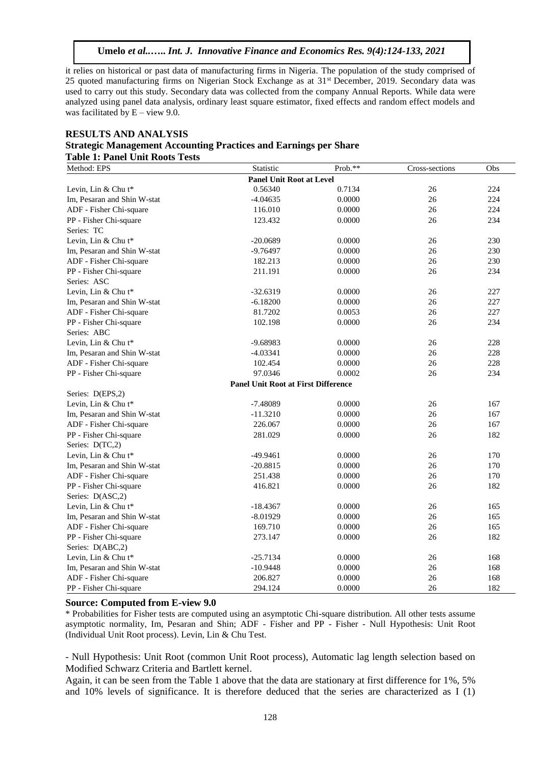it relies on historical or past data of manufacturing firms in Nigeria. The population of the study comprised of 25 quoted manufacturing firms on Nigerian Stock Exchange as at 31st December, 2019. Secondary data was used to carry out this study. Secondary data was collected from the company Annual Reports. While data were analyzed using panel data analysis, ordinary least square estimator, fixed effects and random effect models and was facilitated by E – view 9.0.

## RESULTS AND ANALYSIS

### Strategic Management Accounting Practices and Earnings per Share

**Table 1: Panel Unit Roots Tests**

| Method: EPS | Statistic | Prob.** | Cross-sections | Obs |
|---|---|---|---|---|
| | **Panel Unit Root at Level** | | | |
| Levin, Lin & Chu t* | 0.56340 | 0.7134 | 26 | 224 |
| Im, Pesaran and Shin W-stat | -4.04635 | 0.0000 | 26 | 224 |
| ADF - Fisher Chi-square | 116.010 | 0.0000 | 26 | 224 |
| PP - Fisher Chi-square | 123.432 | 0.0000 | 26 | 234 |
| Series: TC | | | | |
| Levin, Lin & Chu t* | -20.0689 | 0.0000 | 26 | 230 |
| Im, Pesaran and Shin W-stat | -9.76497 | 0.0000 | 26 | 230 |
| ADF - Fisher Chi-square | 182.213 | 0.0000 | 26 | 230 |
| PP - Fisher Chi-square | 211.191 | 0.0000 | 26 | 234 |
| Series: ASC | | | | |
| Levin, Lin & Chu t* | -32.6319 | 0.0000 | 26 | 227 |
| Im, Pesaran and Shin W-stat | -6.18200 | 0.0000 | 26 | 227 |
| ADF - Fisher Chi-square | 81.7202 | 0.0053 | 26 | 227 |
| PP - Fisher Chi-square | 102.198 | 0.0000 | 26 | 234 |
| Series: ABC | | | | |
| Levin, Lin & Chu t* | -9.68983 | 0.0000 | 26 | 228 |
| Im, Pesaran and Shin W-stat | -4.03341 | 0.0000 | 26 | 228 |
| ADF - Fisher Chi-square | 102.454 | 0.0000 | 26 | 228 |
| PP - Fisher Chi-square | 97.0346 | 0.0002 | 26 | 234 |
| | **Panel Unit Root at First Difference** | | | |
| Series: D(EPS,2) | | | | |
| Levin, Lin & Chu t* | -7.48089 | 0.0000 | 26 | 167 |
| Im, Pesaran and Shin W-stat | -11.3210 | 0.0000 | 26 | 167 |
| ADF - Fisher Chi-square | 226.067 | 0.0000 | 26 | 167 |
| PP - Fisher Chi-square | 281.029 | 0.0000 | 26 | 182 |
| Series: D(TC,2) | | | | |
| Levin, Lin & Chu t* | -49.9461 | 0.0000 | 26 | 170 |
| Im, Pesaran and Shin W-stat | -20.8815 | 0.0000 | 26 | 170 |
| ADF - Fisher Chi-square | 251.438 | 0.0000 | 26 | 170 |
| PP - Fisher Chi-square | 416.821 | 0.0000 | 26 | 182 |
| Series: D(ASC,2) | | | | |
| Levin, Lin & Chu t* | -18.4367 | 0.0000 | 26 | 165 |
| Im, Pesaran and Shin W-stat | -8.01929 | 0.0000 | 26 | 165 |
| ADF - Fisher Chi-square | 169.710 | 0.0000 | 26 | 165 |
| PP - Fisher Chi-square | 273.147 | 0.0000 | 26 | 182 |
| Series: D(ABC,2) | | | | |
| Levin, Lin & Chu t* | -25.7134 | 0.0000 | 26 | 168 |
| Im, Pesaran and Shin W-stat | -10.9448 | 0.0000 | 26 | 168 |
| ADF - Fisher Chi-square | 206.827 | 0.0000 | 26 | 168 |
| PP - Fisher Chi-square | 294.124 | 0.0000 | 26 | 182 |

**Source: Computed from E-view 9.0**

* Probabilities for Fisher tests are computed using an asymptotic Chi-square distribution. All other tests assume asymptotic normality, Im, Pesaran and Shin; ADF - Fisher and PP - Fisher - Null Hypothesis: Unit Root (Individual Unit Root process). Levin, Lin & Chu Test.

- Null Hypothesis: Unit Root (common Unit Root process), Automatic lag length selection based on Modified Schwarz Criteria and Bartlett kernel.

Again, it can be seen from the Table 1 above that the data are stationary at first difference for 1%, 5% and 10% levels of significance. It is therefore deduced that the series are characterized as I (1)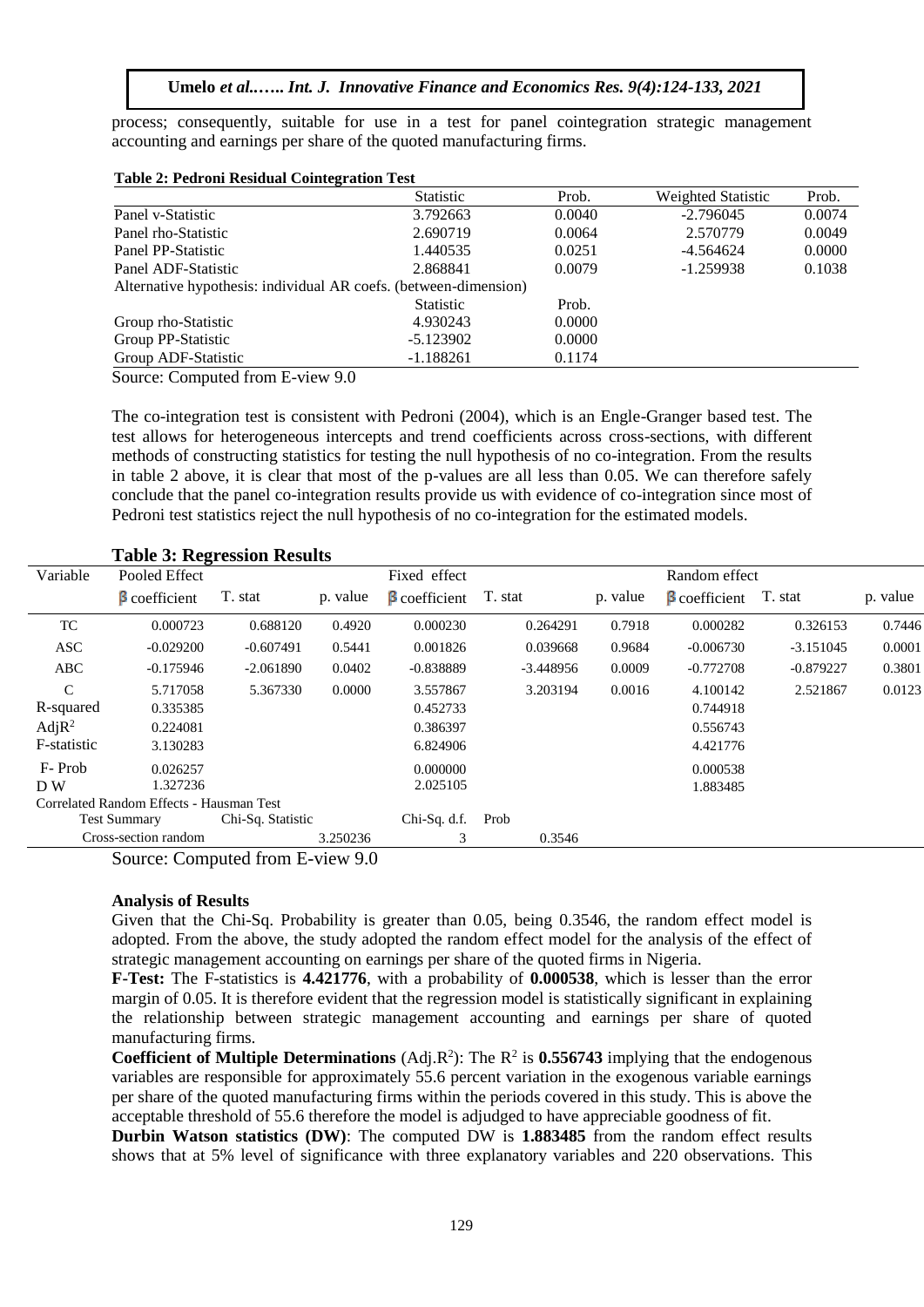process; consequently, suitable for use in a test for panel cointegration strategic management accounting and earnings per share of the quoted manufacturing firms.

**Table 2: Pedroni Residual Cointegration Test**

| | Statistic | Prob. | Weighted Statistic | Prob. |
|---|---|---|---|---|
| Panel v-Statistic | 3.792663 | 0.0040 | -2.796045 | 0.0074 |
| Panel rho-Statistic | 2.690719 | 0.0064 | 2.570779 | 0.0049 |
| Panel PP-Statistic | 1.440535 | 0.0251 | -4.564624 | 0.0000 |
| Panel ADF-Statistic | 2.868841 | 0.0079 | -1.259938 | 0.1038 |
| Alternative hypothesis: individual AR coefs. (between-dimension) | | | | |
| | Statistic | Prob. | | |
| Group rho-Statistic | 4.930243 | 0.0000 | | |
| Group PP-Statistic | -5.123902 | 0.0000 | | |
| Group ADF-Statistic | -1.188261 | 0.1174 | | |

Source: Computed from E-view 9.0

The co-integration test is consistent with Pedroni (2004), which is an Engle-Granger based test. The test allows for heterogeneous intercepts and trend coefficients across cross-sections, with different methods of constructing statistics for testing the null hypothesis of no co-integration. From the results in table 2 above, it is clear that most of the p-values are all less than 0.05. We can therefore safely conclude that the panel co-integration results provide us with evidence of co-integration since most of Pedroni test statistics reject the null hypothesis of no co-integration for the estimated models.

**Table 3: Regression Results**

| Variable | Pooled Effect | | | Fixed effect | | | Random effect | | |
|---|---|---|---|---|---|---|---|---|---|
| | β coefficient | T. stat | p. value | β coefficient | T. stat | p. value | β coefficient | T. stat | p. value |
| TC | 0.000723 | 0.688120 | 0.4920 | 0.000230 | 0.264291 | 0.7918 | 0.000282 | 0.326153 | 0.7446 |
| ASC | -0.029200 | -0.607491 | 0.5441 | 0.001826 | 0.039668 | 0.9684 | -0.006730 | -3.151045 | 0.0001 |
| ABC | -0.175946 | -2.061890 | 0.0402 | -0.838889 | -3.448956 | 0.0009 | -0.772708 | -0.879227 | 0.3801 |
| C | 5.717058 | 5.367330 | 0.0000 | 3.557867 | 3.203194 | 0.0016 | 4.100142 | 2.521867 | 0.0123 |
| R-squared | 0.335385 | | | 0.452733 | | | 0.744918 | | |
| Adj$R^2$ | 0.224081 | | | 0.386397 | | | 0.556743 | | |
| F-statistic | 3.130283 | | | 6.824906 | | | 4.421776 | | |
| F- Prob | 0.026257 | | | 0.000000 | | | 0.000538 | | |
| D W | 1.327236 | | | 2.025105 | | | 1.883485 | | |
| Correlated Random Effects - Hausman Test | | | | | | | | | |
| Test Summary | Chi-Sq. Statistic | | | Chi-Sq. d.f. | Prob | | | | |
| Cross-section random | | 3.250236 | | 3 | 0.3546 | | | | |

Source: Computed from E-view 9.0

**Analysis of Results**

Given that the Chi-Sq. Probability is greater than 0.05, being 0.3546, the random effect model is adopted. From the above, the study adopted the random effect model for the analysis of the effect of strategic management accounting on earnings per share of the quoted firms in Nigeria.

**F-Test:** The F-statistics is **4.421776**, with a probability of **0.000538**, which is lesser than the error margin of 0.05. It is therefore evident that the regression model is statistically significant in explaining the relationship between strategic management accounting and earnings per share of quoted manufacturing firms.

**Coefficient of Multiple Determinations** (Adj.$R^2$): The $R^2$ is **0.556743** implying that the endogenous variables are responsible for approximately 55.6 percent variation in the exogenous variable earnings per share of the quoted manufacturing firms within the periods covered in this study. This is above the acceptable threshold of 55.6 therefore the model is adjudged to have appreciable goodness of fit.

**Durbin Watson statistics (DW)**: The computed DW is **1.883485** from the random effect results shows that at 5% level of significance with three explanatory variables and 220 observations. This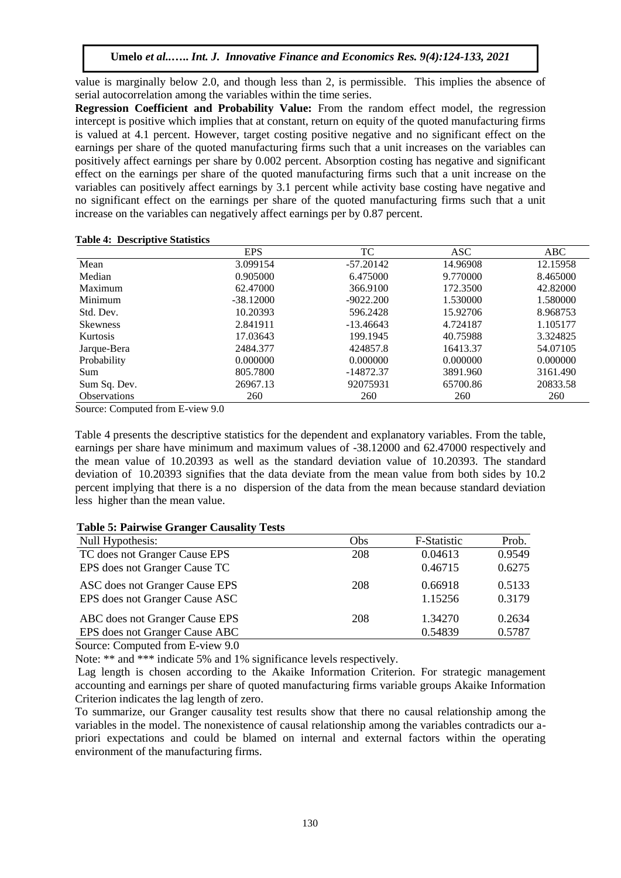value is marginally below 2.0, and though less than 2, is permissible. This implies the absence of serial autocorrelation among the variables within the time series.

**Regression Coefficient and Probability Value:** From the random effect model, the regression intercept is positive which implies that at constant, return on equity of the quoted manufacturing firms is valued at 4.1 percent. However, target costing positive negative and no significant effect on the earnings per share of the quoted manufacturing firms such that a unit increases on the variables can positively affect earnings per share by 0.002 percent. Absorption costing has negative and significant effect on the earnings per share of the quoted manufacturing firms such that a unit increase on the variables can positively affect earnings by 3.1 percent while activity base costing have negative and no significant effect on the earnings per share of the quoted manufacturing firms such that a unit increase on the variables can negatively affect earnings per by 0.87 percent.

**Table 4: Descriptive Statistics**

| | EPS | TC | ASC | ABC |
|---|---|---|---|---|
| Mean | 3.099154 | -57.20142 | 14.96908 | 12.15958 |
| Median | 0.905000 | 6.475000 | 9.770000 | 8.465000 |
| Maximum | 62.47000 | 366.9100 | 172.3500 | 42.82000 |
| Minimum | -38.12000 | -9022.200 | 1.530000 | 1.580000 |
| Std. Dev. | 10.20393 | 596.2428 | 15.92706 | 8.968753 |
| Skewness | 2.841911 | -13.46643 | 4.724187 | 1.105177 |
| Kurtosis | 17.03643 | 199.1945 | 40.75988 | 3.324825 |
| Jarque-Bera | 2484.377 | 424857.8 | 16413.37 | 54.07105 |
| Probability | 0.000000 | 0.000000 | 0.000000 | 0.000000 |
| Sum | 805.7800 | -14872.37 | 3891.960 | 3161.490 |
| Sum Sq. Dev. | 26967.13 | 92075931 | 65700.86 | 20833.58 |
| Observations | 260 | 260 | 260 | 260 |

Source: Computed from E-view 9.0

Table 4 presents the descriptive statistics for the dependent and explanatory variables. From the table, earnings per share have minimum and maximum values of -38.12000 and 62.47000 respectively and the mean value of 10.20393 as well as the standard deviation value of 10.20393. The standard deviation of 10.20393 signifies that the data deviate from the mean value from both sides by 10.2 percent implying that there is a no dispersion of the data from the mean because standard deviation less higher than the mean value.

**Table 5: Pairwise Granger Causality Tests**

| Null Hypothesis: | Obs | F-Statistic | Prob. |
|---|---|---|---|
| TC does not Granger Cause EPS | 208 | 0.04613 | 0.9549 |
| EPS does not Granger Cause TC | | 0.46715 | 0.6275 |
| ASC does not Granger Cause EPS | 208 | 0.66918 | 0.5133 |
| EPS does not Granger Cause ASC | | 1.15256 | 0.3179 |
| ABC does not Granger Cause EPS | 208 | 1.34270 | 0.2634 |
| EPS does not Granger Cause ABC | | 0.54839 | 0.5787 |

Source: Computed from E-view 9.0

Note: ** and *** indicate 5% and 1% significance levels respectively.

Lag length is chosen according to the Akaike Information Criterion. For strategic management accounting and earnings per share of quoted manufacturing firms variable groups Akaike Information Criterion indicates the lag length of zero.

To summarize, our Granger causality test results show that there no causal relationship among the variables in the model. The nonexistence of causal relationship among the variables contradicts our a-priori expectations and could be blamed on internal and external factors within the operating environment of the manufacturing firms.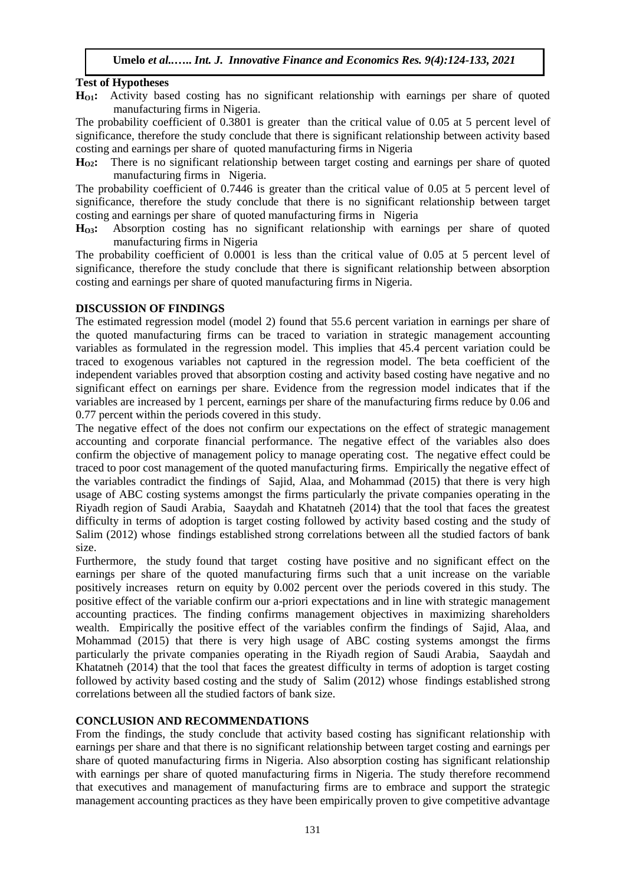**Test of Hypotheses**

**$H_{O1}$:** Activity based costing has no significant relationship with earnings per share of quoted manufacturing firms in Nigeria.

The probability coefficient of 0.3801 is greater than the critical value of 0.05 at 5 percent level of significance, therefore the study conclude that there is significant relationship between activity based costing and earnings per share of quoted manufacturing firms in Nigeria

**$H_{O2}$:** There is no significant relationship between target costing and earnings per share of quoted manufacturing firms in Nigeria.

The probability coefficient of 0.7446 is greater than the critical value of 0.05 at 5 percent level of significance, therefore the study conclude that there is no significant relationship between target costing and earnings per share of quoted manufacturing firms in Nigeria

**$H_{O3}$:** Absorption costing has no significant relationship with earnings per share of quoted manufacturing firms in Nigeria

The probability coefficient of 0.0001 is less than the critical value of 0.05 at 5 percent level of significance, therefore the study conclude that there is significant relationship between absorption costing and earnings per share of quoted manufacturing firms in Nigeria.

## DISCUSSION OF FINDINGS

The estimated regression model (model 2) found that 55.6 percent variation in earnings per share of the quoted manufacturing firms can be traced to variation in strategic management accounting variables as formulated in the regression model. This implies that 45.4 percent variation could be traced to exogenous variables not captured in the regression model. The beta coefficient of the independent variables proved that absorption costing and activity based costing have negative and no significant effect on earnings per share. Evidence from the regression model indicates that if the variables are increased by 1 percent, earnings per share of the manufacturing firms reduce by 0.06 and 0.77 percent within the periods covered in this study.

The negative effect of the does not confirm our expectations on the effect of strategic management accounting and corporate financial performance. The negative effect of the variables also does confirm the objective of management policy to manage operating cost. The negative effect could be traced to poor cost management of the quoted manufacturing firms. Empirically the negative effect of the variables contradict the findings of Sajid, Alaa, and Mohammad (2015) that there is very high usage of ABC costing systems amongst the firms particularly the private companies operating in the Riyadh region of Saudi Arabia, Saaydah and Khatatneh (2014) that the tool that faces the greatest difficulty in terms of adoption is target costing followed by activity based costing and the study of Salim (2012) whose findings established strong correlations between all the studied factors of bank size.

Furthermore, the study found that target costing have positive and no significant effect on the earnings per share of the quoted manufacturing firms such that a unit increase on the variable positively increases return on equity by 0.002 percent over the periods covered in this study. The positive effect of the variable confirm our a-priori expectations and in line with strategic management accounting practices. The finding confirms management objectives in maximizing shareholders wealth. Empirically the positive effect of the variables confirm the findings of Sajid, Alaa, and Mohammad (2015) that there is very high usage of ABC costing systems amongst the firms particularly the private companies operating in the Riyadh region of Saudi Arabia, Saaydah and Khatatneh (2014) that the tool that faces the greatest difficulty in terms of adoption is target costing followed by activity based costing and the study of Salim (2012) whose findings established strong correlations between all the studied factors of bank size.

## CONCLUSION AND RECOMMENDATIONS

From the findings, the study conclude that activity based costing has significant relationship with earnings per share and that there is no significant relationship between target costing and earnings per share of quoted manufacturing firms in Nigeria. Also absorption costing has significant relationship with earnings per share of quoted manufacturing firms in Nigeria. The study therefore recommend that executives and management of manufacturing firms are to embrace and support the strategic management accounting practices as they have been empirically proven to give competitive advantage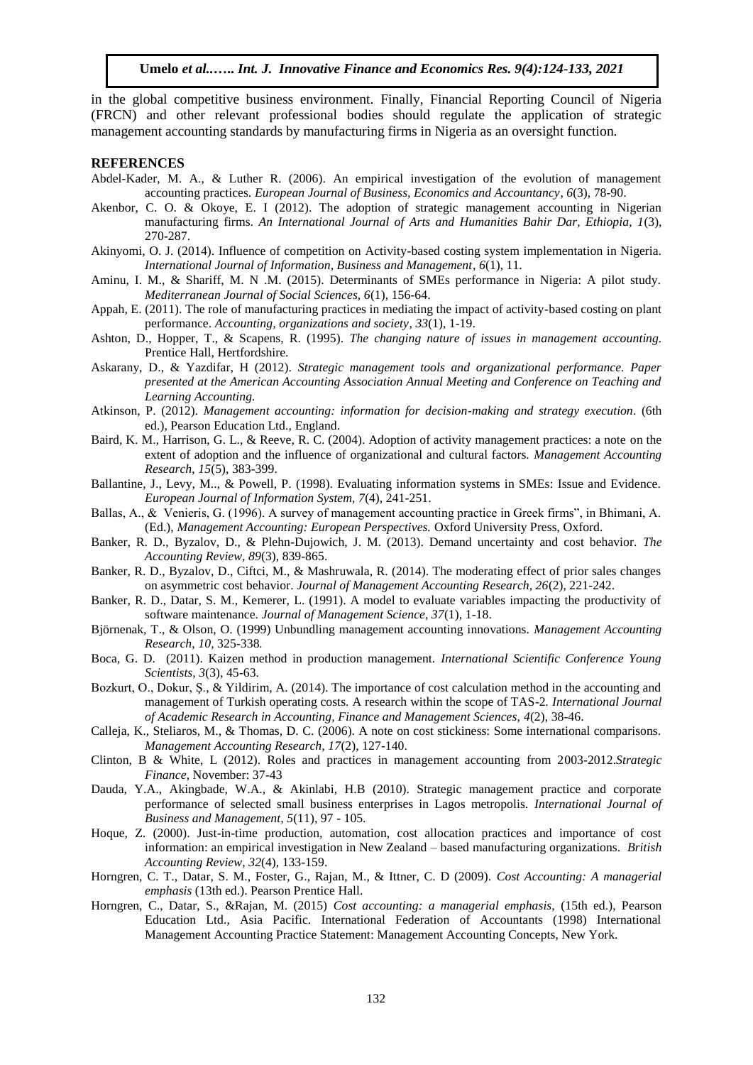in the global competitive business environment. Finally, Financial Reporting Council of Nigeria (FRCN) and other relevant professional bodies should regulate the application of strategic management accounting standards by manufacturing firms in Nigeria as an oversight function.

## REFERENCES

Abdel-Kader, M. A., & Luther R. (2006). An empirical investigation of the evolution of management accounting practices. *European Journal of Business, Economics and Accountancy*, *6*(3), 78-90.

Akenbor, C. O. & Okoye, E. I (2012). The adoption of strategic management accounting in Nigerian manufacturing firms. *An International Journal of Arts and Humanities Bahir Dar, Ethiopia, 1*(3), 270-287.

Akinyomi, O. J. (2014). Influence of competition on Activity-based costing system implementation in Nigeria. *International Journal of Information, Business and Management*, *6*(1), 11.

Aminu, I. M., & Shariff, M. N .M. (2015). Determinants of SMEs performance in Nigeria: A pilot study. *Mediterranean Journal of Social Sciences, 6*(1), 156-64.

Appah, E. (2011). The role of manufacturing practices in mediating the impact of activity-based costing on plant performance. *Accounting, organizations and society, 33*(1), 1-19.

Ashton, D., Hopper, T., & Scapens, R. (1995). *The changing nature of issues in management accounting.* Prentice Hall, Hertfordshire.

Askarany, D., & Yazdifar, H (2012). *Strategic management tools and organizational performance. Paper presented at the American Accounting Association Annual Meeting and Conference on Teaching and Learning Accounting.*

Atkinson, P. (2012). *Management accounting: information for decision-making and strategy execution*. (6th ed.), Pearson Education Ltd., England.

Baird, K. M., Harrison, G. L., & Reeve, R. C. (2004). Adoption of activity management practices: a note on the extent of adoption and the influence of organizational and cultural factors. *Management Accounting Research*, *15*(5), 383-399.

Ballantine, J., Levy, M.., & Powell, P. (1998). Evaluating information systems in SMEs: Issue and Evidence. *European Journal of Information System, 7*(4), 241-251.

Ballas, A., & Venieris, G. (1996). A survey of management accounting practice in Greek firms", in Bhimani, A. (Ed.), *Management Accounting: European Perspectives.* Oxford University Press, Oxford.

Banker, R. D., Byzalov, D., & Plehn-Dujowich, J. M. (2013). Demand uncertainty and cost behavior. *The Accounting Review*, *89*(3), 839-865.

Banker, R. D., Byzalov, D., Ciftci, M., & Mashruwala, R. (2014). The moderating effect of prior sales changes on asymmetric cost behavior. *Journal of Management Accounting Research, 26*(2), 221-242.

Banker, R. D., Datar, S. M., Kemerer, L. (1991). A model to evaluate variables impacting the productivity of software maintenance. *Journal of Management Science, 37*(1), 1-18.

Björnenak, T., & Olson, O. (1999) Unbundling management accounting innovations. *Management Accounting Research, 10*, 325-338.

Boca, G. D. (2011). Kaizen method in production management. *International Scientific Conference Young Scientists, 3*(3), 45-63.

Bozkurt, O., Dokur, Ş., & Yildirim, A. (2014). The importance of cost calculation method in the accounting and management of Turkish operating costs. A research within the scope of TAS-2. *International Journal of Academic Research in Accounting, Finance and Management Sciences, 4*(2), 38-46.

Calleja, K., Steliaros, M., & Thomas, D. C. (2006). A note on cost stickiness: Some international comparisons. *Management Accounting Research, 17*(2), 127-140.

Clinton, B & White, L (2012). Roles and practices in management accounting from 2003-2012.*Strategic Finance*, November: 37-43

Dauda, Y.A., Akingbade, W.A., & Akinlabi, H.B (2010). Strategic management practice and corporate performance of selected small business enterprises in Lagos metropolis. *International Journal of Business and Management, 5*(11), 97 - 105.

Hoque, Z. (2000). Just-in-time production, automation, cost allocation practices and importance of cost information: an empirical investigation in New Zealand – based manufacturing organizations. *British Accounting Review*, *32*(4), 133-159.

Horngren, C. T., Datar, S. M., Foster, G., Rajan, M., & Ittner, C. D (2009). *Cost Accounting: A managerial emphasis* (13th ed.). Pearson Prentice Hall.

Horngren, C., Datar, S., &Rajan, M. (2015) *Cost accounting: a managerial emphasis,* (15th ed.), Pearson Education Ltd., Asia Pacific. International Federation of Accountants (1998) International Management Accounting Practice Statement: Management Accounting Concepts, New York.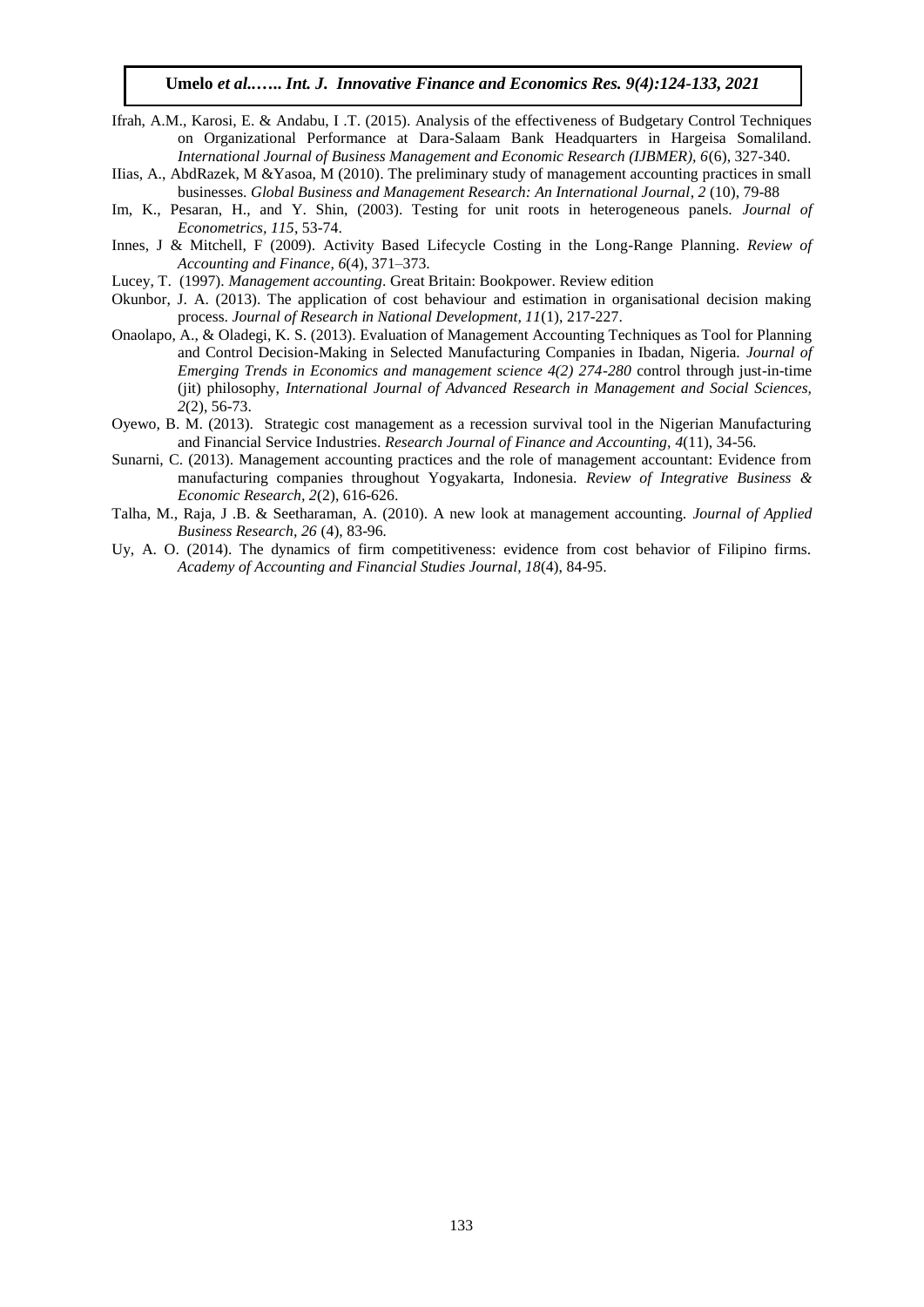Ifrah, A.M., Karosi, E. & Andabu, I .T. (2015). Analysis of the effectiveness of Budgetary Control Techniques on Organizational Performance at Dara-Salaam Bank Headquarters in Hargeisa Somaliland. *International Journal of Business Management and Economic Research (IJBMER), 6*(6), 327-340.

IIias, A., AbdRazek, M &Yasoa, M (2010). The preliminary study of management accounting practices in small businesses. *Global Business and Management Research: An International Journal, 2* (10), 79-88

Im, K., Pesaran, H., and Y. Shin, (2003). Testing for unit roots in heterogeneous panels. *Journal of Econometrics, 115*, 53-74.

Innes, J & Mitchell, F (2009). Activity Based Lifecycle Costing in the Long-Range Planning. *Review of Accounting and Finance, 6*(4), 371–373.

Lucey, T. (1997). *Management accounting*. Great Britain: Bookpower. Review edition

Okunbor, J. A. (2013). The application of cost behaviour and estimation in organisational decision making process. *Journal of Research in National Development, 11*(1), 217-227.

Onaolapo, A., & Oladegi, K. S. (2013). Evaluation of Management Accounting Techniques as Tool for Planning and Control Decision-Making in Selected Manufacturing Companies in Ibadan, Nigeria. *Journal of Emerging Trends in Economics and management science 4(2) 274-280* control through just-in-time (jit) philosophy, *International Journal of Advanced Research in Management and Social Sciences, 2*(2), 56-73.

Oyewo, B. M. (2013). Strategic cost management as a recession survival tool in the Nigerian Manufacturing and Financial Service Industries. *Research Journal of Finance and Accounting, 4*(11), 34-56.

Sunarni, C. (2013). Management accounting practices and the role of management accountant: Evidence from manufacturing companies throughout Yogyakarta, Indonesia. *Review of Integrative Business & Economic Research, 2*(2), 616-626.

Talha, M., Raja, J .B. & Seetharaman, A. (2010). A new look at management accounting. *Journal of Applied Business Research, 26* (4), 83-96.

Uy, A. O. (2014). The dynamics of firm competitiveness: evidence from cost behavior of Filipino firms. *Academy of Accounting and Financial Studies Journal, 18*(4), 84-95.